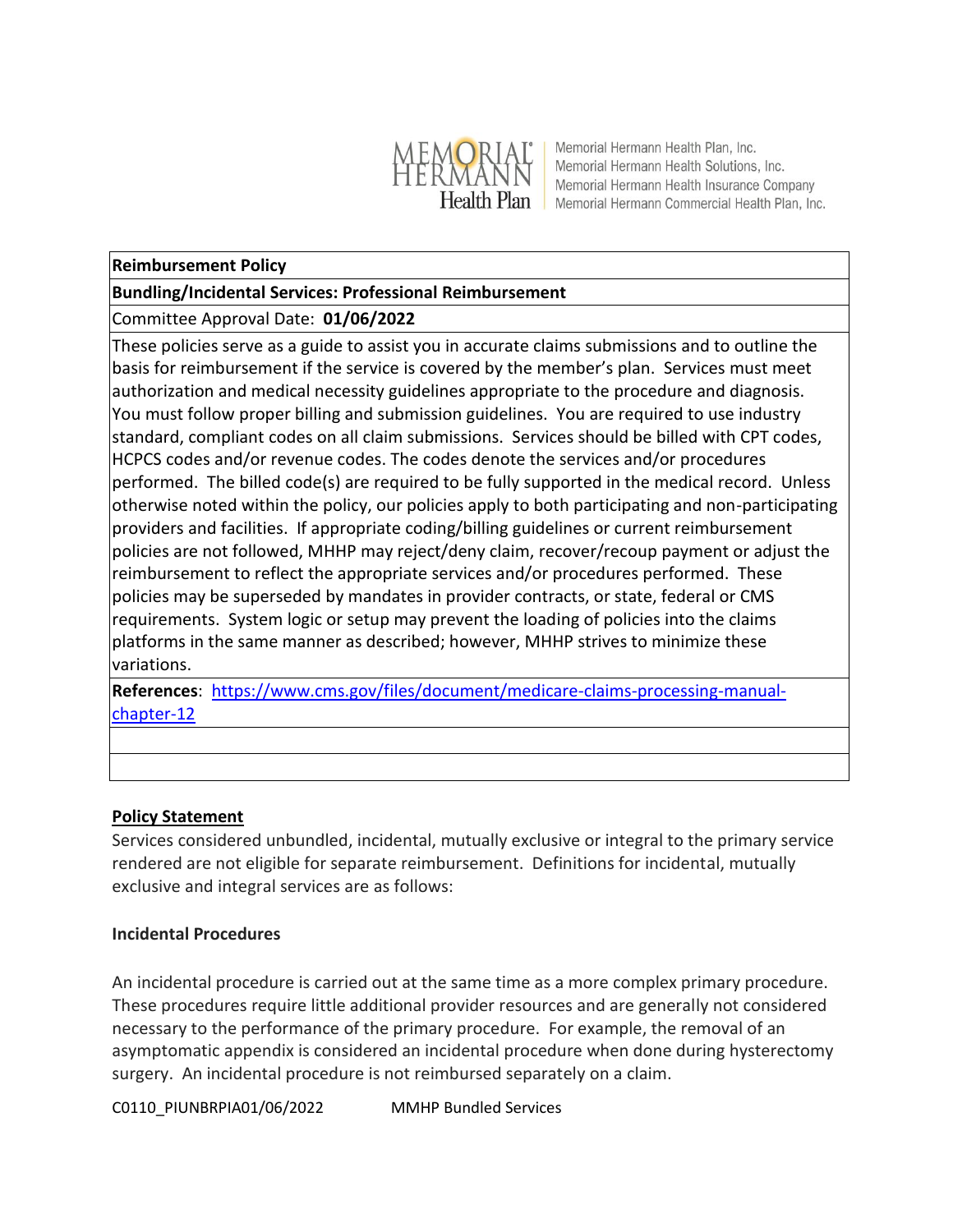Memorial Hermann Health Plan, Inc.
Memorial Hermann Health Solutions, Inc.
Memorial Hermann Health Insurance Company
Memorial Hermann Commercial Health Plan, Inc.

| **Reimbursement Policy** |
| --- |
| **Bundling/Incidental Services: Professional Reimbursement** |
| Committee Approval Date: **01/06/2022** |
| These policies serve as a guide to assist you in accurate claims submissions and to outline the basis for reimbursement if the service is covered by the member's plan. Services must meet authorization and medical necessity guidelines appropriate to the procedure and diagnosis. You must follow proper billing and submission guidelines. You are required to use industry standard, compliant codes on all claim submissions. Services should be billed with CPT codes, HCPCS codes and/or revenue codes. The codes denote the services and/or procedures performed. The billed code(s) are required to be fully supported in the medical record. Unless otherwise noted within the policy, our policies apply to both participating and non-participating providers and facilities. If appropriate coding/billing guidelines or current reimbursement policies are not followed, MHHP may reject/deny claim, recover/recoup payment or adjust the reimbursement to reflect the appropriate services and/or procedures performed. These policies may be superseded by mandates in provider contracts, or state, federal or CMS requirements. System logic or setup may prevent the loading of policies into the claims platforms in the same manner as described; however, MHHP strives to minimize these variations. |
| **References**: https://www.cms.gov/files/document/medicare-claims-processing-manual-chapter-12 |
| |
| |

## Policy Statement

Services considered unbundled, incidental, mutually exclusive or integral to the primary service rendered are not eligible for separate reimbursement. Definitions for incidental, mutually exclusive and integral services are as follows:

### Incidental Procedures

An incidental procedure is carried out at the same time as a more complex primary procedure. These procedures require little additional provider resources and are generally not considered necessary to the performance of the primary procedure. For example, the removal of an asymptomatic appendix is considered an incidental procedure when done during hysterectomy surgery. An incidental procedure is not reimbursed separately on a claim.

C0110_PIUNBRPIA01/06/2022 MMHP Bundled Services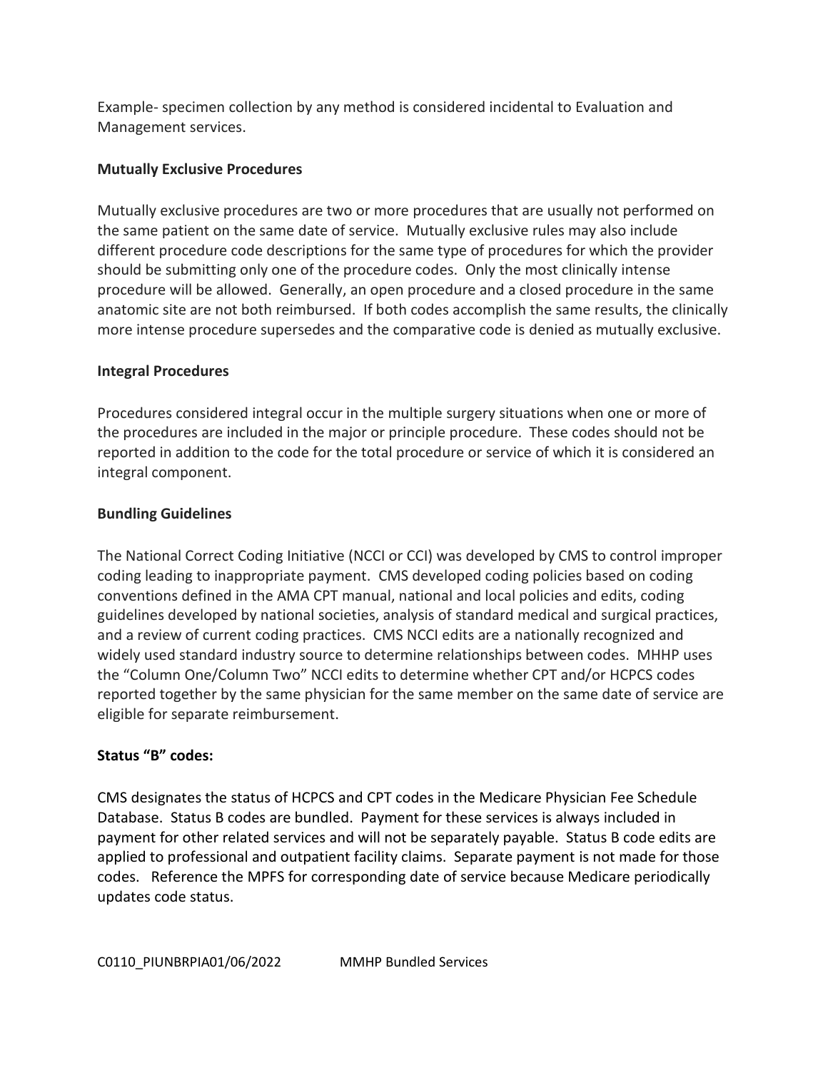Example- specimen collection by any method is considered incidental to Evaluation and Management services.

**Mutually Exclusive Procedures**

Mutually exclusive procedures are two or more procedures that are usually not performed on the same patient on the same date of service. Mutually exclusive rules may also include different procedure code descriptions for the same type of procedures for which the provider should be submitting only one of the procedure codes. Only the most clinically intense procedure will be allowed. Generally, an open procedure and a closed procedure in the same anatomic site are not both reimbursed. If both codes accomplish the same results, the clinically more intense procedure supersedes and the comparative code is denied as mutually exclusive.

**Integral Procedures**

Procedures considered integral occur in the multiple surgery situations when one or more of the procedures are included in the major or principle procedure. These codes should not be reported in addition to the code for the total procedure or service of which it is considered an integral component.

**Bundling Guidelines**

The National Correct Coding Initiative (NCCI or CCI) was developed by CMS to control improper coding leading to inappropriate payment. CMS developed coding policies based on coding conventions defined in the AMA CPT manual, national and local policies and edits, coding guidelines developed by national societies, analysis of standard medical and surgical practices, and a review of current coding practices. CMS NCCI edits are a nationally recognized and widely used standard industry source to determine relationships between codes. MHHP uses the "Column One/Column Two" NCCI edits to determine whether CPT and/or HCPCS codes reported together by the same physician for the same member on the same date of service are eligible for separate reimbursement.

**Status "B" codes:**

CMS designates the status of HCPCS and CPT codes in the Medicare Physician Fee Schedule Database. Status B codes are bundled. Payment for these services is always included in payment for other related services and will not be separately payable. Status B code edits are applied to professional and outpatient facility claims. Separate payment is not made for those codes. Reference the MPFS for corresponding date of service because Medicare periodically updates code status.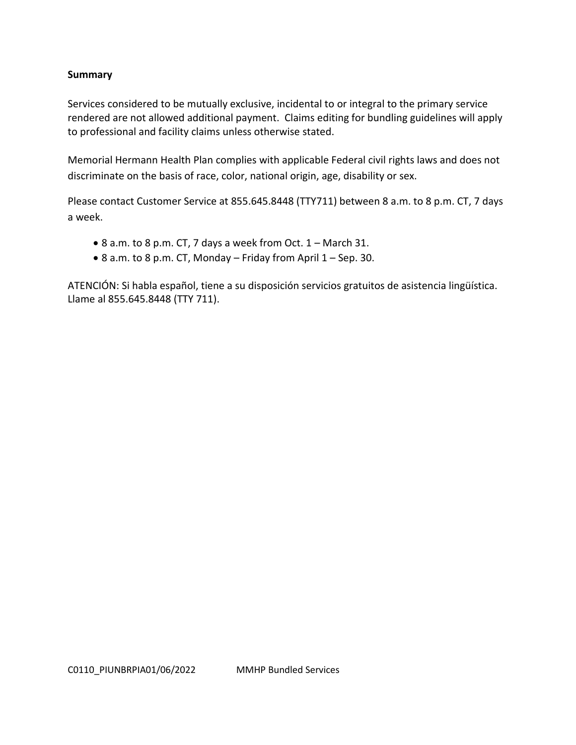**Summary**

Services considered to be mutually exclusive, incidental to or integral to the primary service rendered are not allowed additional payment. Claims editing for bundling guidelines will apply to professional and facility claims unless otherwise stated.

Memorial Hermann Health Plan complies with applicable Federal civil rights laws and does not discriminate on the basis of race, color, national origin, age, disability or sex.

Please contact Customer Service at 855.645.8448 (TTY711) between 8 a.m. to 8 p.m. CT, 7 days a week.

- 8 a.m. to 8 p.m. CT, 7 days a week from Oct. 1 – March 31.
- 8 a.m. to 8 p.m. CT, Monday – Friday from April 1 – Sep. 30.

ATENCIÓN: Si habla español, tiene a su disposición servicios gratuitos de asistencia lingüística. Llame al 855.645.8448 (TTY 711).